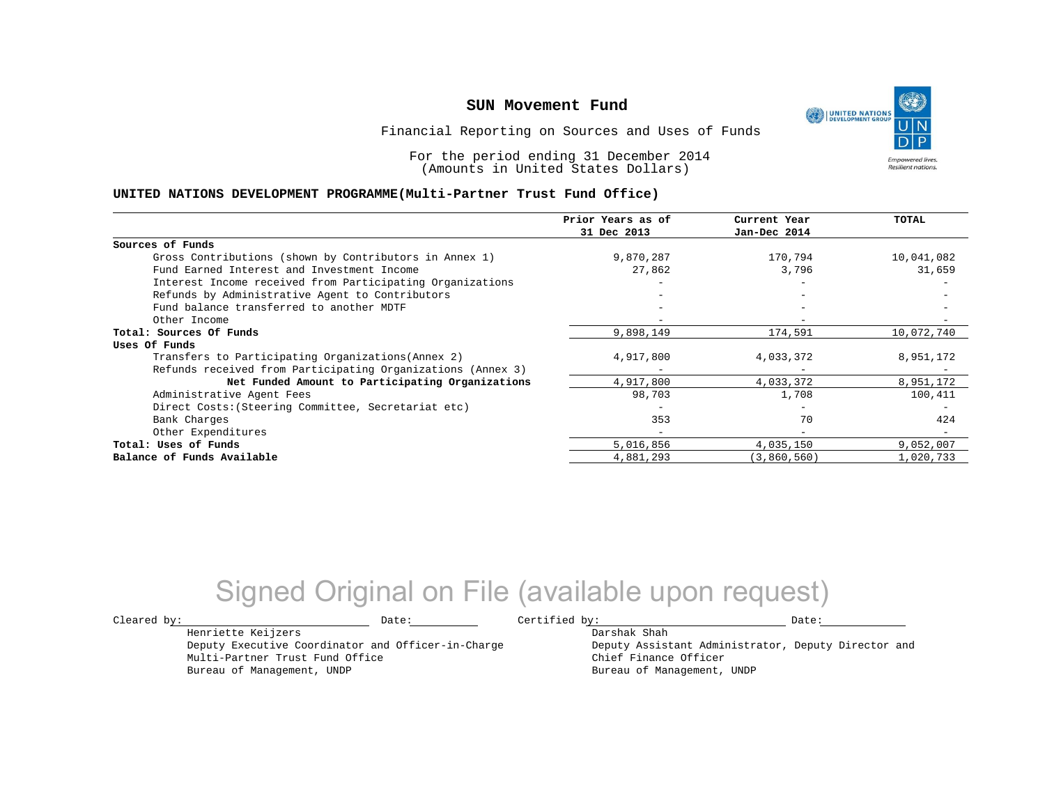# SUN Movement Fund

Financial Reporting on Sources and Uses of Funds

For the period ending 31 December 2014
(Amounts in United States Dollars)

## UNITED NATIONS DEVELOPMENT PROGRAMME(Multi-Partner Trust Fund Office)

| | Prior Years as of 31 Dec 2013 | Current Year Jan-Dec 2014 | TOTAL |
|---|---|---|---|
| **Sources of Funds** | | | |
| Gross Contributions (shown by Contributors in Annex 1) | 9,870,287 | 170,794 | 10,041,082 |
| Fund Earned Interest and Investment Income | 27,862 | 3,796 | 31,659 |
| Interest Income received from Participating Organizations | - | - | - |
| Refunds by Administrative Agent to Contributors | - | - | - |
| Fund balance transferred to another MDTF | - | - | - |
| Other Income | - | - | - |
| **Total: Sources Of Funds** | 9,898,149 | 174,591 | 10,072,740 |
| **Uses Of Funds** | | | |
| Transfers to Participating Organizations(Annex 2) | 4,917,800 | 4,033,372 | 8,951,172 |
| Refunds received from Participating Organizations (Annex 3) | - | - | - |
| **Net Funded Amount to Participating Organizations** | 4,917,800 | 4,033,372 | 8,951,172 |
| Administrative Agent Fees | 98,703 | 1,708 | 100,411 |
| Direct Costs:(Steering Committee, Secretariat etc) | - | - | - |
| Bank Charges | 353 | 70 | 424 |
| Other Expenditures | - | - | - |
| **Total: Uses of Funds** | 5,016,856 | 4,035,150 | 9,052,007 |
| **Balance of Funds Available** | 4,881,293 | (3,860,560) | 1,020,733 |

Signed Original on File (available upon request)

Cleared by: ____________________ Date: __________

Henriette Keijzers
Deputy Executive Coordinator and Officer-in-Charge
Multi-Partner Trust Fund Office
Bureau of Management, UNDP

Certified by: ____________________ Date: __________

Darshak Shah
Deputy Assistant Administrator, Deputy Director and
Chief Finance Officer
Bureau of Management, UNDP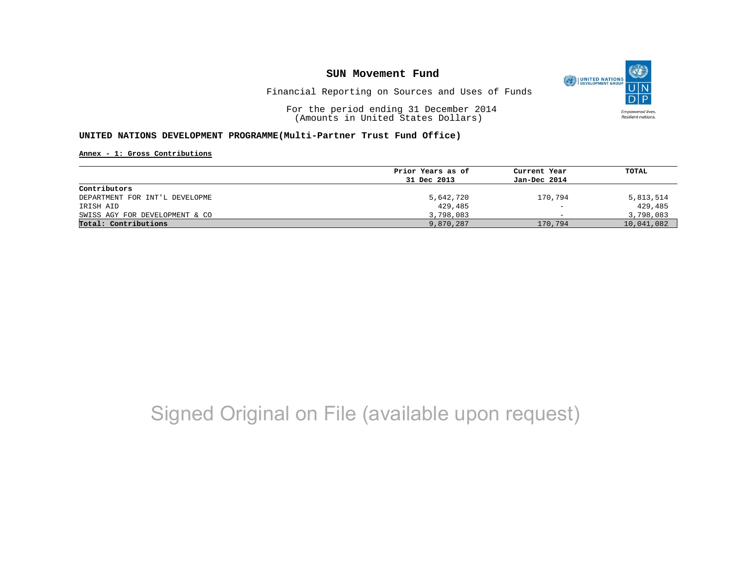# SUN Movement Fund

Financial Reporting on Sources and Uses of Funds

For the period ending 31 December 2014
(Amounts in United States Dollars)

**UNITED NATIONS DEVELOPMENT PROGRAMME(Multi-Partner Trust Fund Office)**

**Annex - 1: Gross Contributions**

| | Prior Years as of 31 Dec 2013 | Current Year Jan-Dec 2014 | TOTAL |
|---|---|---|---|
| **Contributors** | | | |
| DEPARTMENT FOR INT'L DEVELOPME | 5,642,720 | 170,794 | 5,813,514 |
| IRISH AID | 429,485 | - | 429,485 |
| SWISS AGY FOR DEVELOPMENT & CO | 3,798,083 | - | 3,798,083 |
| **Total: Contributions** | 9,870,287 | 170,794 | 10,041,082 |

Signed Original on File (available upon request)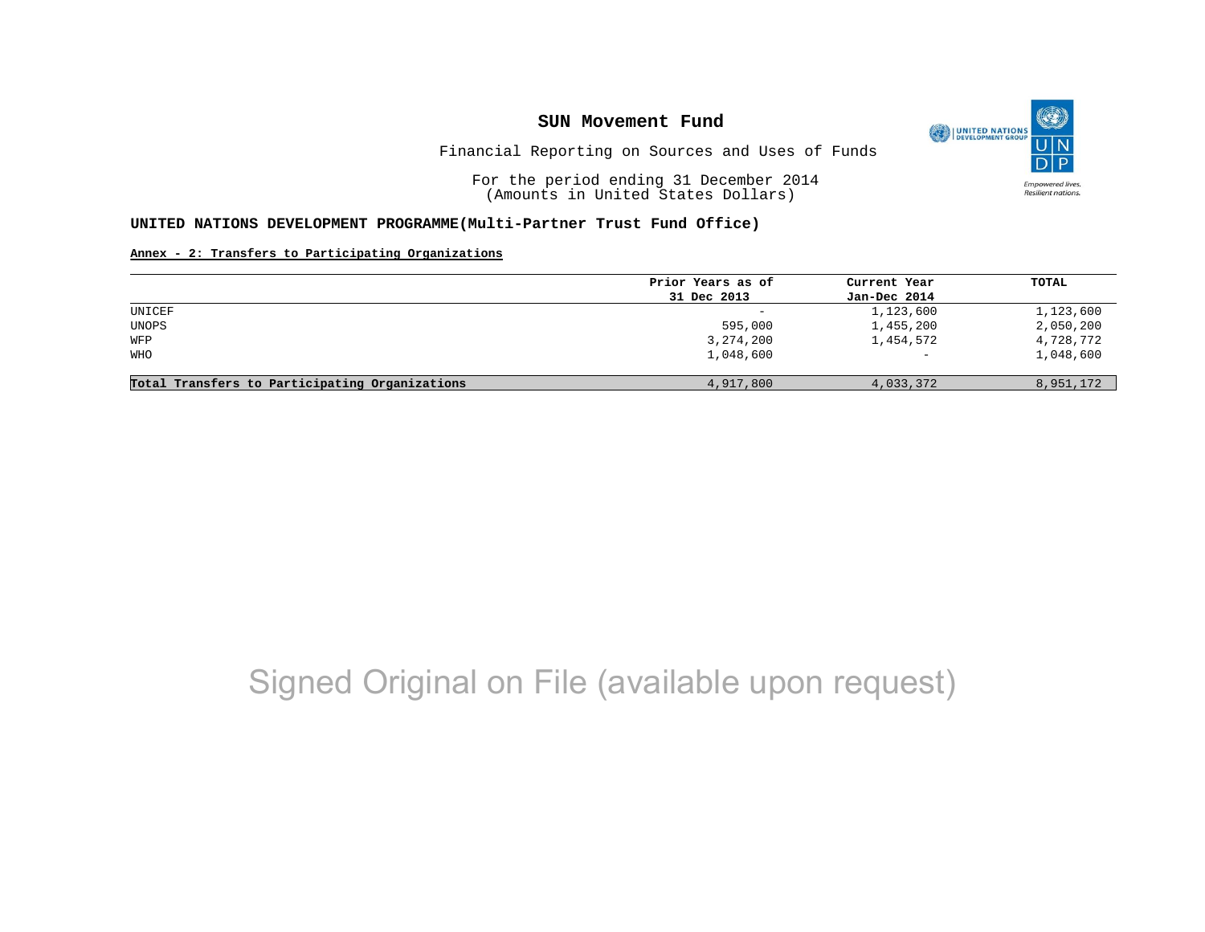# SUN Movement Fund

Financial Reporting on Sources and Uses of Funds

For the period ending 31 December 2014
(Amounts in United States Dollars)

**UNITED NATIONS DEVELOPMENT PROGRAMME(Multi-Partner Trust Fund Office)**

**Annex - 2: Transfers to Participating Organizations**

| | Prior Years as of 31 Dec 2013 | Current Year Jan-Dec 2014 | TOTAL |
|---|---|---|---|
| UNICEF | - | 1,123,600 | 1,123,600 |
| UNOPS | 595,000 | 1,455,200 | 2,050,200 |
| WFP | 3,274,200 | 1,454,572 | 4,728,772 |
| WHO | 1,048,600 | - | 1,048,600 |
| **Total Transfers to Participating Organizations** | 4,917,800 | 4,033,372 | 8,951,172 |

Signed Original on File (available upon request)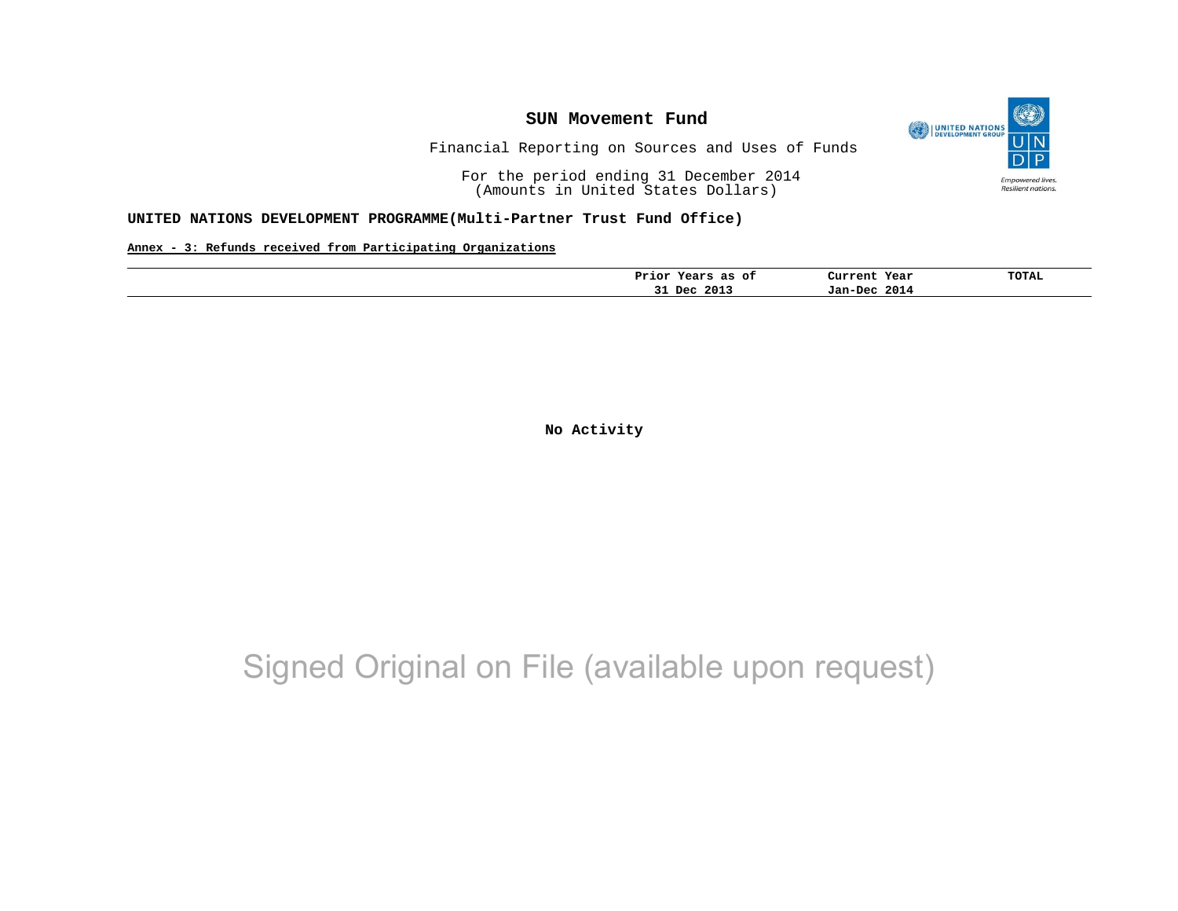# SUN Movement Fund

Financial Reporting on Sources and Uses of Funds

For the period ending 31 December 2014
(Amounts in United States Dollars)

**UNITED NATIONS DEVELOPMENT PROGRAMME(Multi-Partner Trust Fund Office)**

**Annex - 3: Refunds received from Participating Organizations**

| | Prior Years as of 31 Dec 2013 | Current Year Jan-Dec 2014 | TOTAL |
|---|---|---|---|

**No Activity**

Signed Original on File (available upon request)